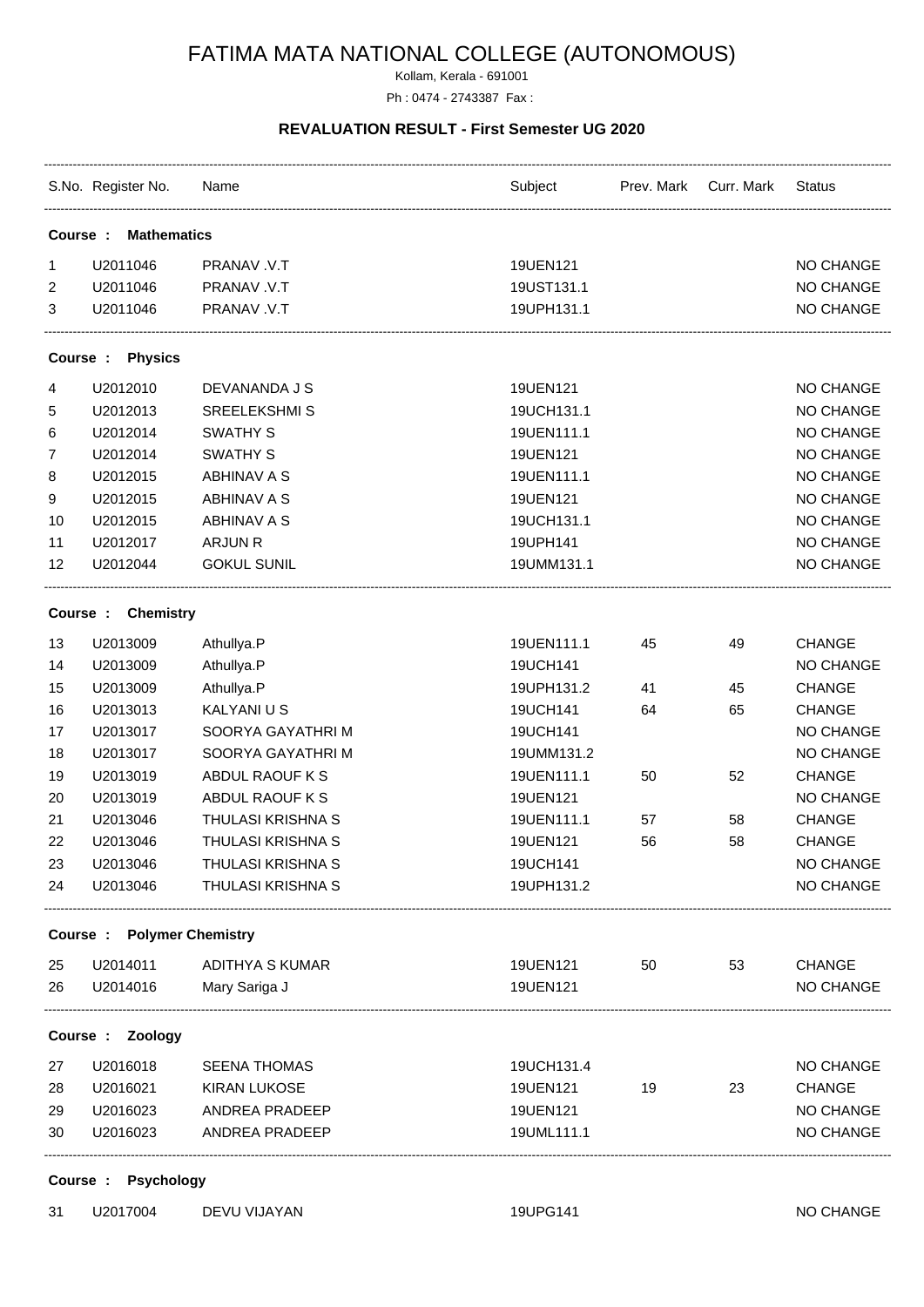# FATIMA MATA NATIONAL COLLEGE (AUTONOMOUS)

Kollam, Kerala - 691001

Ph : 0474 - 2743387 Fax :

## REVALUATION RESULT - First Semester UG 2020

| S.No. | Register No. | Name | Subject | Prev. Mark | Curr. Mark | Status |
|---|---|---|---|---|---|---|
| **Course : Mathematics** | | | | | | |
| 1 | U2011046 | PRANAV .V.T | 19UEN121 | | | NO CHANGE |
| 2 | U2011046 | PRANAV .V.T | 19UST131.1 | | | NO CHANGE |
| 3 | U2011046 | PRANAV .V.T | 19UPH131.1 | | | NO CHANGE |
| **Course : Physics** | | | | | | |
| 4 | U2012010 | DEVANANDA J S | 19UEN121 | | | NO CHANGE |
| 5 | U2012013 | SREELEKSHMI S | 19UCH131.1 | | | NO CHANGE |
| 6 | U2012014 | SWATHY S | 19UEN111.1 | | | NO CHANGE |
| 7 | U2012014 | SWATHY S | 19UEN121 | | | NO CHANGE |
| 8 | U2012015 | ABHINAV A S | 19UEN111.1 | | | NO CHANGE |
| 9 | U2012015 | ABHINAV A S | 19UEN121 | | | NO CHANGE |
| 10 | U2012015 | ABHINAV A S | 19UCH131.1 | | | NO CHANGE |
| 11 | U2012017 | ARJUN R | 19UPH141 | | | NO CHANGE |
| 12 | U2012044 | GOKUL SUNIL | 19UMM131.1 | | | NO CHANGE |
| **Course : Chemistry** | | | | | | |
| 13 | U2013009 | Athullya.P | 19UEN111.1 | 45 | 49 | CHANGE |
| 14 | U2013009 | Athullya.P | 19UCH141 | | | NO CHANGE |
| 15 | U2013009 | Athullya.P | 19UPH131.2 | 41 | 45 | CHANGE |
| 16 | U2013013 | KALYANI U S | 19UCH141 | 64 | 65 | CHANGE |
| 17 | U2013017 | SOORYA GAYATHRI M | 19UCH141 | | | NO CHANGE |
| 18 | U2013017 | SOORYA GAYATHRI M | 19UMM131.2 | | | NO CHANGE |
| 19 | U2013019 | ABDUL RAOUF K S | 19UEN111.1 | 50 | 52 | CHANGE |
| 20 | U2013019 | ABDUL RAOUF K S | 19UEN121 | | | NO CHANGE |
| 21 | U2013046 | THULASI KRISHNA S | 19UEN111.1 | 57 | 58 | CHANGE |
| 22 | U2013046 | THULASI KRISHNA S | 19UEN121 | 56 | 58 | CHANGE |
| 23 | U2013046 | THULASI KRISHNA S | 19UCH141 | | | NO CHANGE |
| 24 | U2013046 | THULASI KRISHNA S | 19UPH131.2 | | | NO CHANGE |
| **Course : Polymer Chemistry** | | | | | | |
| 25 | U2014011 | ADITHYA S KUMAR | 19UEN121 | 50 | 53 | CHANGE |
| 26 | U2014016 | Mary Sariga J | 19UEN121 | | | NO CHANGE |
| **Course : Zoology** | | | | | | |
| 27 | U2016018 | SEENA THOMAS | 19UCH131.4 | | | NO CHANGE |
| 28 | U2016021 | KIRAN LUKOSE | 19UEN121 | 19 | 23 | CHANGE |
| 29 | U2016023 | ANDREA PRADEEP | 19UEN121 | | | NO CHANGE |
| 30 | U2016023 | ANDREA PRADEEP | 19UML111.1 | | | NO CHANGE |
| **Course : Psychology** | | | | | | |
| 31 | U2017004 | DEVU VIJAYAN | 19UPG141 | | | NO CHANGE |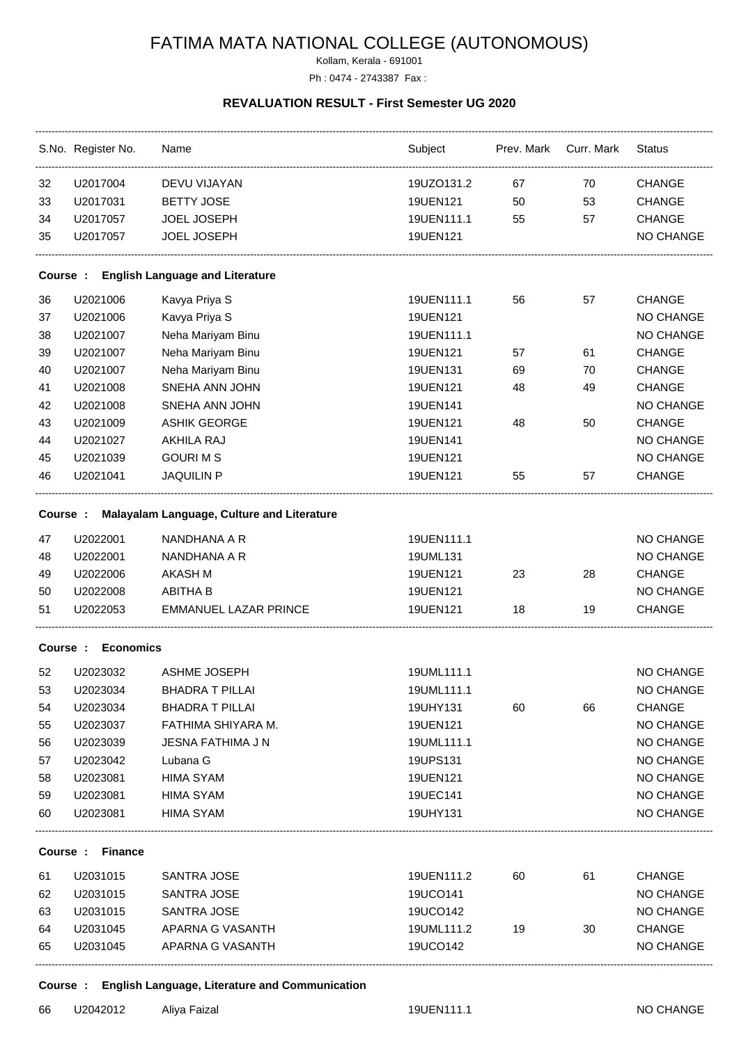# FATIMA MATA NATIONAL COLLEGE (AUTONOMOUS)

Kollam, Kerala - 691001

Ph : 0474 - 2743387 Fax :

## REVALUATION RESULT - First Semester UG 2020

| S.No. | Register No. | Name | Subject | Prev. Mark | Curr. Mark | Status |
|---|---|---|---|---|---|---|
| 32 | U2017004 | DEVU VIJAYAN | 19UZO131.2 | 67 | 70 | CHANGE |
| 33 | U2017031 | BETTY JOSE | 19UEN121 | 50 | 53 | CHANGE |
| 34 | U2017057 | JOEL JOSEPH | 19UEN111.1 | 55 | 57 | CHANGE |
| 35 | U2017057 | JOEL JOSEPH | 19UEN121 | | | NO CHANGE |
| **Course : English Language and Literature** | | | | | | |
| 36 | U2021006 | Kavya Priya S | 19UEN111.1 | 56 | 57 | CHANGE |
| 37 | U2021006 | Kavya Priya S | 19UEN121 | | | NO CHANGE |
| 38 | U2021007 | Neha Mariyam Binu | 19UEN111.1 | | | NO CHANGE |
| 39 | U2021007 | Neha Mariyam Binu | 19UEN121 | 57 | 61 | CHANGE |
| 40 | U2021007 | Neha Mariyam Binu | 19UEN131 | 69 | 70 | CHANGE |
| 41 | U2021008 | SNEHA ANN JOHN | 19UEN121 | 48 | 49 | CHANGE |
| 42 | U2021008 | SNEHA ANN JOHN | 19UEN141 | | | NO CHANGE |
| 43 | U2021009 | ASHIK GEORGE | 19UEN121 | 48 | 50 | CHANGE |
| 44 | U2021027 | AKHILA RAJ | 19UEN141 | | | NO CHANGE |
| 45 | U2021039 | GOURI M S | 19UEN121 | | | NO CHANGE |
| 46 | U2021041 | JAQUILIN P | 19UEN121 | 55 | 57 | CHANGE |
| **Course : Malayalam Language, Culture and Literature** | | | | | | |
| 47 | U2022001 | NANDHANA A R | 19UEN111.1 | | | NO CHANGE |
| 48 | U2022001 | NANDHANA A R | 19UML131 | | | NO CHANGE |
| 49 | U2022006 | AKASH M | 19UEN121 | 23 | 28 | CHANGE |
| 50 | U2022008 | ABITHA B | 19UEN121 | | | NO CHANGE |
| 51 | U2022053 | EMMANUEL LAZAR PRINCE | 19UEN121 | 18 | 19 | CHANGE |
| **Course : Economics** | | | | | | |
| 52 | U2023032 | ASHME JOSEPH | 19UML111.1 | | | NO CHANGE |
| 53 | U2023034 | BHADRA T PILLAI | 19UML111.1 | | | NO CHANGE |
| 54 | U2023034 | BHADRA T PILLAI | 19UHY131 | 60 | 66 | CHANGE |
| 55 | U2023037 | FATHIMA SHIYARA M. | 19UEN121 | | | NO CHANGE |
| 56 | U2023039 | JESNA FATHIMA J N | 19UML111.1 | | | NO CHANGE |
| 57 | U2023042 | Lubana G | 19UPS131 | | | NO CHANGE |
| 58 | U2023081 | HIMA SYAM | 19UEN121 | | | NO CHANGE |
| 59 | U2023081 | HIMA SYAM | 19UEC141 | | | NO CHANGE |
| 60 | U2023081 | HIMA SYAM | 19UHY131 | | | NO CHANGE |
| **Course : Finance** | | | | | | |
| 61 | U2031015 | SANTRA JOSE | 19UEN111.2 | 60 | 61 | CHANGE |
| 62 | U2031015 | SANTRA JOSE | 19UCO141 | | | NO CHANGE |
| 63 | U2031015 | SANTRA JOSE | 19UCO142 | | | NO CHANGE |
| 64 | U2031045 | APARNA G VASANTH | 19UML111.2 | 19 | 30 | CHANGE |
| 65 | U2031045 | APARNA G VASANTH | 19UCO142 | | | NO CHANGE |
| **Course : English Language, Literature and Communication** | | | | | | |
| 66 | U2042012 | Aliya Faizal | 19UEN111.1 | | | NO CHANGE |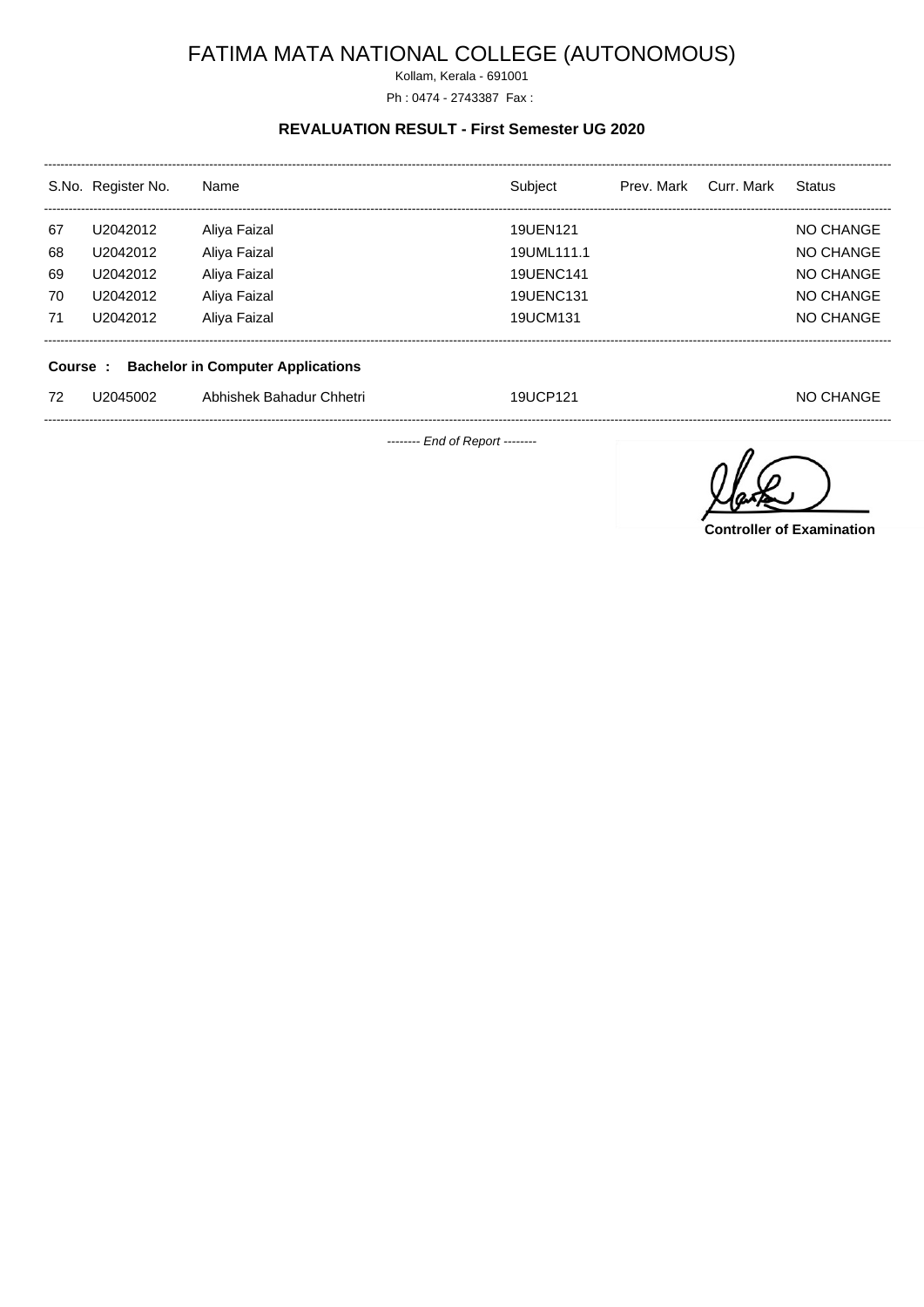# FATIMA MATA NATIONAL COLLEGE (AUTONOMOUS)

Kollam, Kerala - 691001

Ph : 0474 - 2743387 Fax :

**REVALUATION RESULT - First Semester UG 2020**

| S.No. | Register No. | Name | Subject | Prev. Mark | Curr. Mark | Status |
|---|---|---|---|---|---|---|
| 67 | U2042012 | Aliya Faizal | 19UEN121 | | | NO CHANGE |
| 68 | U2042012 | Aliya Faizal | 19UML111.1 | | | NO CHANGE |
| 69 | U2042012 | Aliya Faizal | 19UENC141 | | | NO CHANGE |
| 70 | U2042012 | Aliya Faizal | 19UENC131 | | | NO CHANGE |
| 71 | U2042012 | Aliya Faizal | 19UCM131 | | | NO CHANGE |

**Course : Bachelor in Computer Applications**

| S.No. | Register No. | Name | Subject | Prev. Mark | Curr. Mark | Status |
|---|---|---|---|---|---|---|
| 72 | U2045002 | Abhishek Bahadur Chhetri | 19UCP121 | | | NO CHANGE |

*-------- End of Report --------*

**Controller of Examination**